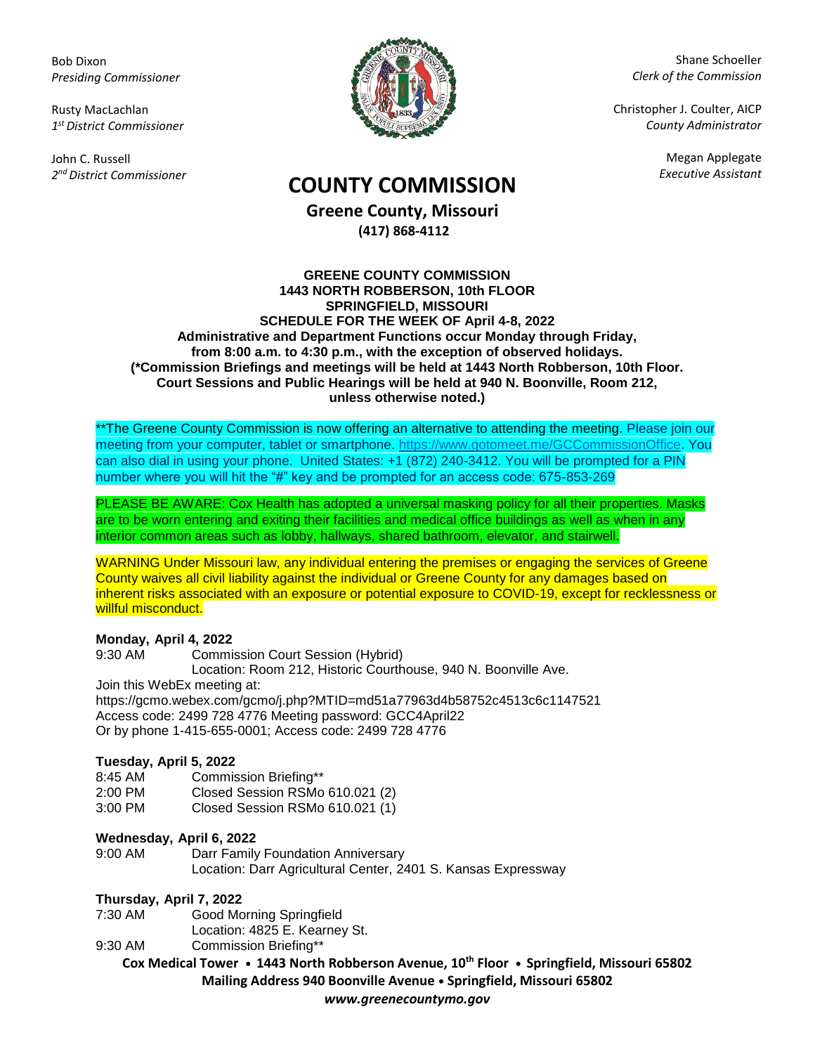Bob Dixon
*Presiding Commissioner*

Rusty MacLachlan
*1st District Commissioner*

John C. Russell
*2nd District Commissioner*

Shane Schoeller
*Clerk of the Commission*

Christopher J. Coulter, AICP
*County Administrator*

Megan Applegate
*Executive Assistant*

# COUNTY COMMISSION

## Greene County, Missouri

**(417) 868-4112**

**GREENE COUNTY COMMISSION**
**1443 NORTH ROBBERSON, 10th FLOOR**
**SPRINGFIELD, MISSOURI**
**SCHEDULE FOR THE WEEK OF April 4-8, 2022**
**Administrative and Department Functions occur Monday through Friday, from 8:00 a.m. to 4:30 p.m., with the exception of observed holidays.**
**(*Commission Briefings and meetings will be held at 1443 North Robberson, 10th Floor. Court Sessions and Public Hearings will be held at 940 N. Boonville, Room 212, unless otherwise noted.)**

**The Greene County Commission is now offering an alternative to attending the meeting. Please join our meeting from your computer, tablet or smartphone. https://www.gotomeet.me/GCCommissionOffice. You can also dial in using your phone. United States: +1 (872) 240-3412. You will be prompted for a PIN number where you will hit the "#" key and be prompted for an access code: 675-853-269

PLEASE BE AWARE: Cox Health has adopted a universal masking policy for all their properties. Masks are to be worn entering and exiting their facilities and medical office buildings as well as when in any interior common areas such as lobby, hallways, shared bathroom, elevator, and stairwell.

WARNING Under Missouri law, any individual entering the premises or engaging the services of Greene County waives all civil liability against the individual or Greene County for any damages based on inherent risks associated with an exposure or potential exposure to COVID-19, except for recklessness or willful misconduct.

**Monday, April 4, 2022**

9:30 AM Commission Court Session (Hybrid)
Location: Room 212, Historic Courthouse, 940 N. Boonville Ave.

Join this WebEx meeting at:
https://gcmo.webex.com/gcmo/j.php?MTID=md51a77963d4b58752c4513c6c1147521
Access code: 2499 728 4776 Meeting password: GCC4April22
Or by phone 1-415-655-0001; Access code: 2499 728 4776

**Tuesday, April 5, 2022**

8:45 AM Commission Briefing**
2:00 PM Closed Session RSMo 610.021 (2)
3:00 PM Closed Session RSMo 610.021 (1)

**Wednesday, April 6, 2022**

9:00 AM Darr Family Foundation Anniversary
Location: Darr Agricultural Center, 2401 S. Kansas Expressway

**Thursday, April 7, 2022**

7:30 AM Good Morning Springfield
Location: 4825 E. Kearney St.
9:30 AM Commission Briefing**

**Cox Medical Tower • 1443 North Robberson Avenue, 10th Floor • Springfield, Missouri 65802**
**Mailing Address 940 Boonville Avenue • Springfield, Missouri 65802**
***www.greenecountymo.gov***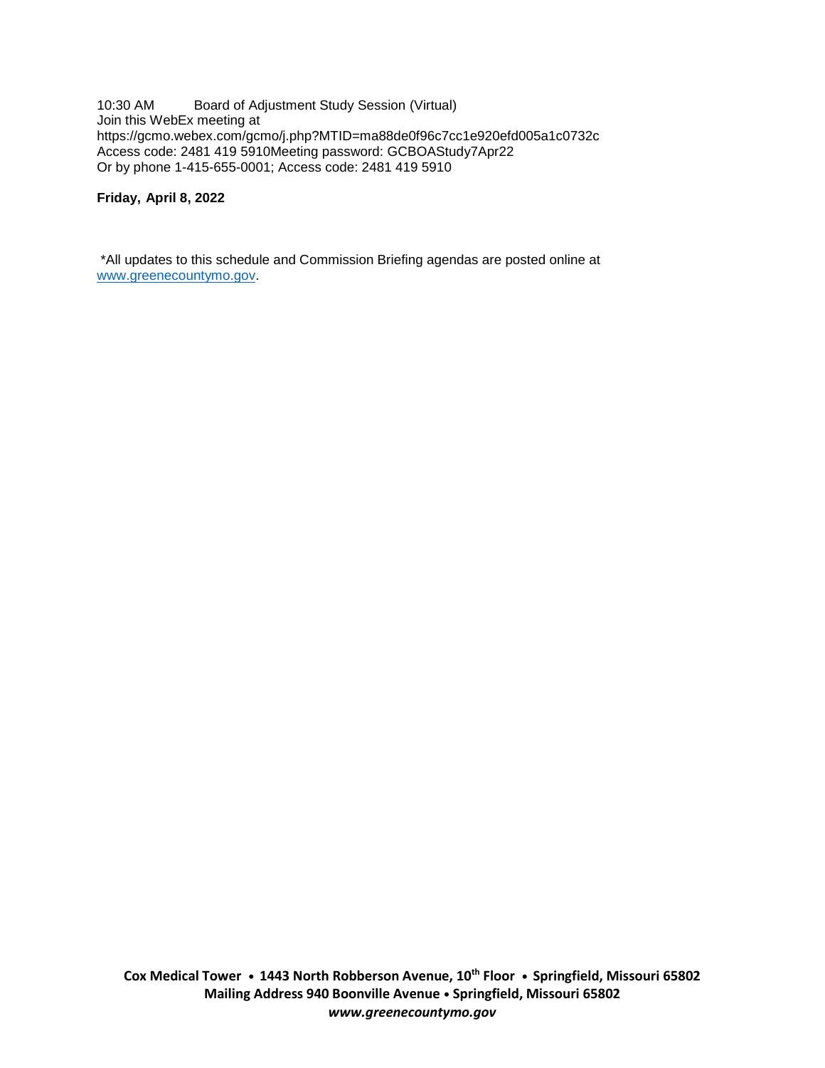10:30 AM Board of Adjustment Study Session (Virtual)
Join this WebEx meeting at
https://gcmo.webex.com/gcmo/j.php?MTID=ma88de0f96c7cc1e920efd005a1c0732c
Access code: 2481 419 5910Meeting password: GCBOAStudy7Apr22
Or by phone 1-415-655-0001; Access code: 2481 419 5910

**Friday, April 8, 2022**

*All updates to this schedule and Commission Briefing agendas are posted online at www.greenecountymo.gov.

**Cox Medical Tower • 1443 North Robberson Avenue, 10th Floor • Springfield, Missouri 65802**
**Mailing Address 940 Boonville Avenue • Springfield, Missouri 65802**
***www.greenecountymo.gov***